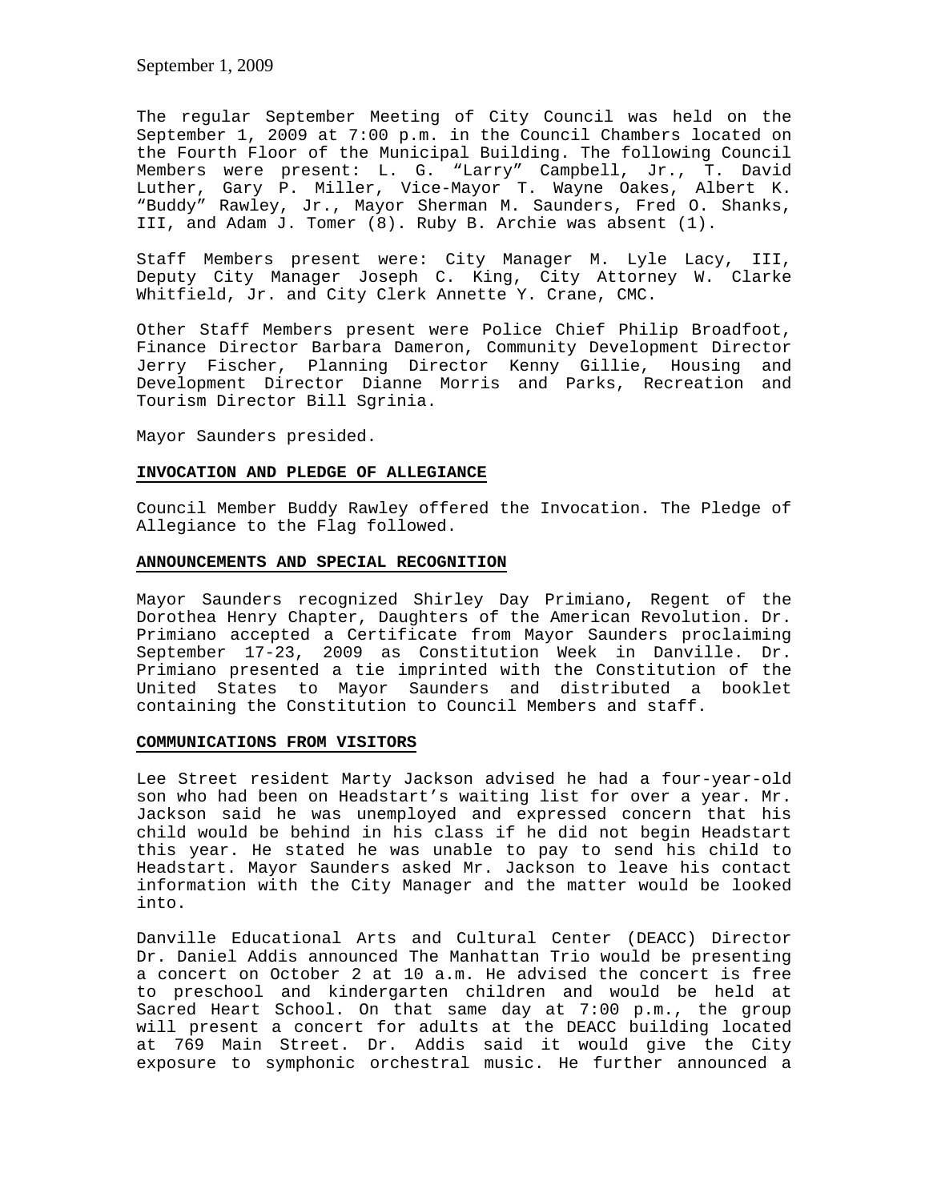September 1, 2009

The regular September Meeting of City Council was held on the September 1, 2009 at 7:00 p.m. in the Council Chambers located on the Fourth Floor of the Municipal Building. The following Council Members were present: L. G. "Larry" Campbell, Jr., T. David Luther, Gary P. Miller, Vice-Mayor T. Wayne Oakes, Albert K. "Buddy" Rawley, Jr., Mayor Sherman M. Saunders, Fred O. Shanks, III, and Adam J. Tomer (8). Ruby B. Archie was absent (1).

Staff Members present were: City Manager M. Lyle Lacy, III, Deputy City Manager Joseph C. King, City Attorney W. Clarke Whitfield, Jr. and City Clerk Annette Y. Crane, CMC.

Other Staff Members present were Police Chief Philip Broadfoot, Finance Director Barbara Dameron, Community Development Director Jerry Fischer, Planning Director Kenny Gillie, Housing and Development Director Dianne Morris and Parks, Recreation and Tourism Director Bill Sgrinia.

Mayor Saunders presided.

**INVOCATION AND PLEDGE OF ALLEGIANCE**

Council Member Buddy Rawley offered the Invocation. The Pledge of Allegiance to the Flag followed.

**ANNOUNCEMENTS AND SPECIAL RECOGNITION**

Mayor Saunders recognized Shirley Day Primiano, Regent of the Dorothea Henry Chapter, Daughters of the American Revolution. Dr. Primiano accepted a Certificate from Mayor Saunders proclaiming September 17-23, 2009 as Constitution Week in Danville. Dr. Primiano presented a tie imprinted with the Constitution of the United States to Mayor Saunders and distributed a booklet containing the Constitution to Council Members and staff.

**COMMUNICATIONS FROM VISITORS**

Lee Street resident Marty Jackson advised he had a four-year-old son who had been on Headstart's waiting list for over a year. Mr. Jackson said he was unemployed and expressed concern that his child would be behind in his class if he did not begin Headstart this year. He stated he was unable to pay to send his child to Headstart. Mayor Saunders asked Mr. Jackson to leave his contact information with the City Manager and the matter would be looked into.

Danville Educational Arts and Cultural Center (DEACC) Director Dr. Daniel Addis announced The Manhattan Trio would be presenting a concert on October 2 at 10 a.m. He advised the concert is free to preschool and kindergarten children and would be held at Sacred Heart School. On that same day at 7:00 p.m., the group will present a concert for adults at the DEACC building located at 769 Main Street. Dr. Addis said it would give the City exposure to symphonic orchestral music. He further announced a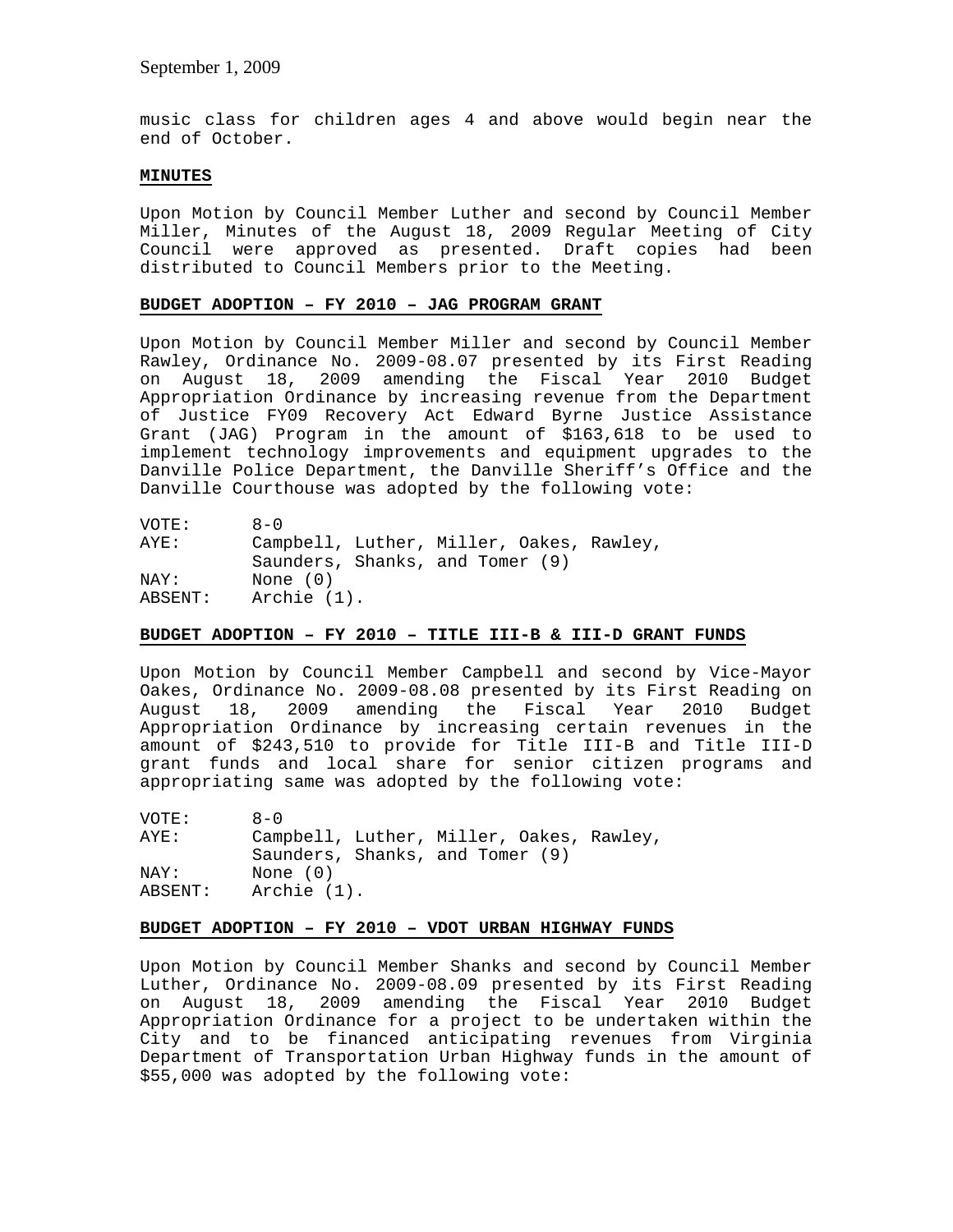music class for children ages 4 and above would begin near the end of October.

**MINUTES**

Upon Motion by Council Member Luther and second by Council Member Miller, Minutes of the August 18, 2009 Regular Meeting of City Council were approved as presented. Draft copies had been distributed to Council Members prior to the Meeting.

**BUDGET ADOPTION – FY 2010 – JAG PROGRAM GRANT**

Upon Motion by Council Member Miller and second by Council Member Rawley, Ordinance No. 2009-08.07 presented by its First Reading on August 18, 2009 amending the Fiscal Year 2010 Budget Appropriation Ordinance by increasing revenue from the Department of Justice FY09 Recovery Act Edward Byrne Justice Assistance Grant (JAG) Program in the amount of $163,618 to be used to implement technology improvements and equipment upgrades to the Danville Police Department, the Danville Sheriff's Office and the Danville Courthouse was adopted by the following vote:

VOTE: 8-0
AYE: Campbell, Luther, Miller, Oakes, Rawley, Saunders, Shanks, and Tomer (9)
NAY: None (0)
ABSENT: Archie (1).

**BUDGET ADOPTION – FY 2010 – TITLE III-B & III-D GRANT FUNDS**

Upon Motion by Council Member Campbell and second by Vice-Mayor Oakes, Ordinance No. 2009-08.08 presented by its First Reading on August 18, 2009 amending the Fiscal Year 2010 Budget Appropriation Ordinance by increasing certain revenues in the amount of $243,510 to provide for Title III-B and Title III-D grant funds and local share for senior citizen programs and appropriating same was adopted by the following vote:

VOTE: 8-0
AYE: Campbell, Luther, Miller, Oakes, Rawley, Saunders, Shanks, and Tomer (9)
NAY: None (0)
ABSENT: Archie (1).

**BUDGET ADOPTION – FY 2010 – VDOT URBAN HIGHWAY FUNDS**

Upon Motion by Council Member Shanks and second by Council Member Luther, Ordinance No. 2009-08.09 presented by its First Reading on August 18, 2009 amending the Fiscal Year 2010 Budget Appropriation Ordinance for a project to be undertaken within the City and to be financed anticipating revenues from Virginia Department of Transportation Urban Highway funds in the amount of $55,000 was adopted by the following vote: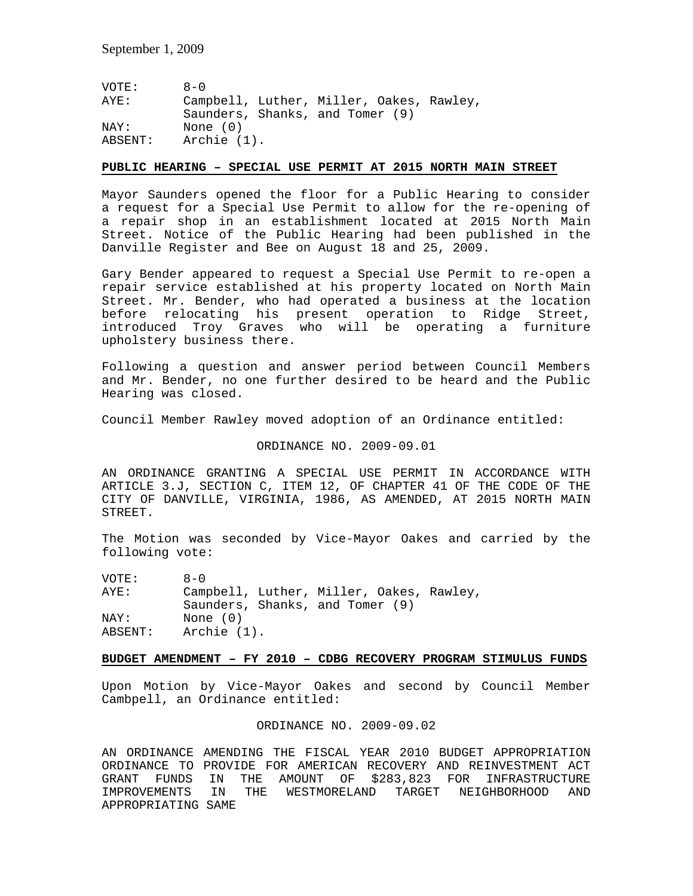VOTE: 8-0
AYE: Campbell, Luther, Miller, Oakes, Rawley, Saunders, Shanks, and Tomer (9)
NAY: None (0)
ABSENT: Archie (1).

**PUBLIC HEARING – SPECIAL USE PERMIT AT 2015 NORTH MAIN STREET**

Mayor Saunders opened the floor for a Public Hearing to consider a request for a Special Use Permit to allow for the re-opening of a repair shop in an establishment located at 2015 North Main Street. Notice of the Public Hearing had been published in the Danville Register and Bee on August 18 and 25, 2009.

Gary Bender appeared to request a Special Use Permit to re-open a repair service established at his property located on North Main Street. Mr. Bender, who had operated a business at the location before relocating his present operation to Ridge Street, introduced Troy Graves who will be operating a furniture upholstery business there.

Following a question and answer period between Council Members and Mr. Bender, no one further desired to be heard and the Public Hearing was closed.

Council Member Rawley moved adoption of an Ordinance entitled:

ORDINANCE NO. 2009-09.01

AN ORDINANCE GRANTING A SPECIAL USE PERMIT IN ACCORDANCE WITH ARTICLE 3.J, SECTION C, ITEM 12, OF CHAPTER 41 OF THE CODE OF THE CITY OF DANVILLE, VIRGINIA, 1986, AS AMENDED, AT 2015 NORTH MAIN STREET.

The Motion was seconded by Vice-Mayor Oakes and carried by the following vote:

VOTE: 8-0
AYE: Campbell, Luther, Miller, Oakes, Rawley, Saunders, Shanks, and Tomer (9)
NAY: None (0)
ABSENT: Archie (1).

**BUDGET AMENDMENT – FY 2010 – CDBG RECOVERY PROGRAM STIMULUS FUNDS**

Upon Motion by Vice-Mayor Oakes and second by Council Member Cambpell, an Ordinance entitled:

ORDINANCE NO. 2009-09.02

AN ORDINANCE AMENDING THE FISCAL YEAR 2010 BUDGET APPROPRIATION ORDINANCE TO PROVIDE FOR AMERICAN RECOVERY AND REINVESTMENT ACT GRANT FUNDS IN THE AMOUNT OF $283,823 FOR INFRASTRUCTURE IMPROVEMENTS IN THE WESTMORELAND TARGET NEIGHBORHOOD AND APPROPRIATING SAME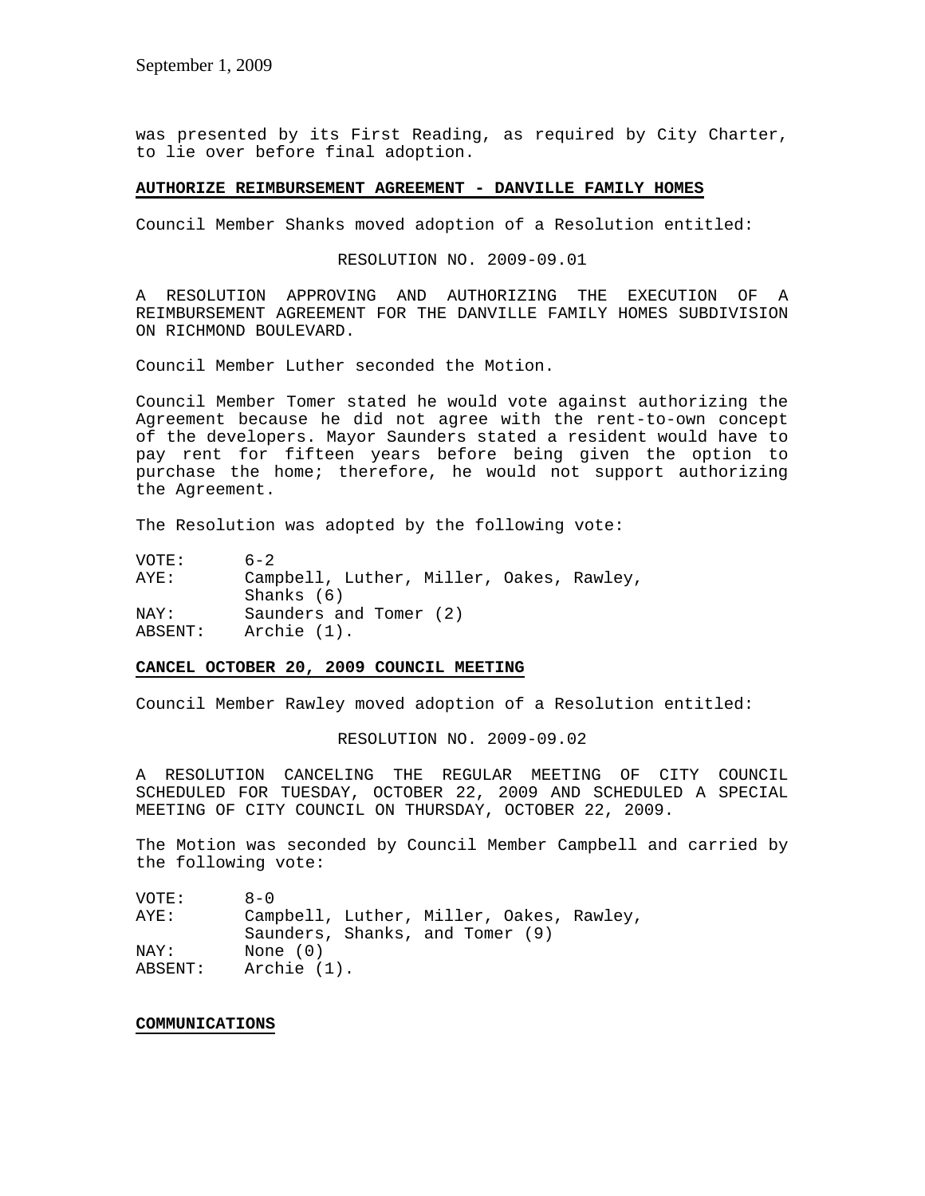was presented by its First Reading, as required by City Charter, to lie over before final adoption.

**AUTHORIZE REIMBURSEMENT AGREEMENT - DANVILLE FAMILY HOMES**

Council Member Shanks moved adoption of a Resolution entitled:

RESOLUTION NO. 2009-09.01

A RESOLUTION APPROVING AND AUTHORIZING THE EXECUTION OF A REIMBURSEMENT AGREEMENT FOR THE DANVILLE FAMILY HOMES SUBDIVISION ON RICHMOND BOULEVARD.

Council Member Luther seconded the Motion.

Council Member Tomer stated he would vote against authorizing the Agreement because he did not agree with the rent-to-own concept of the developers. Mayor Saunders stated a resident would have to pay rent for fifteen years before being given the option to purchase the home; therefore, he would not support authorizing the Agreement.

The Resolution was adopted by the following vote:

VOTE: 6-2
AYE: Campbell, Luther, Miller, Oakes, Rawley, Shanks (6)
NAY: Saunders and Tomer (2)
ABSENT: Archie (1).

**CANCEL OCTOBER 20, 2009 COUNCIL MEETING**

Council Member Rawley moved adoption of a Resolution entitled:

RESOLUTION NO. 2009-09.02

A RESOLUTION CANCELING THE REGULAR MEETING OF CITY COUNCIL SCHEDULED FOR TUESDAY, OCTOBER 22, 2009 AND SCHEDULED A SPECIAL MEETING OF CITY COUNCIL ON THURSDAY, OCTOBER 22, 2009.

The Motion was seconded by Council Member Campbell and carried by the following vote:

VOTE: 8-0
AYE: Campbell, Luther, Miller, Oakes, Rawley, Saunders, Shanks, and Tomer (9)
NAY: None (0)
ABSENT: Archie (1).

**COMMUNICATIONS**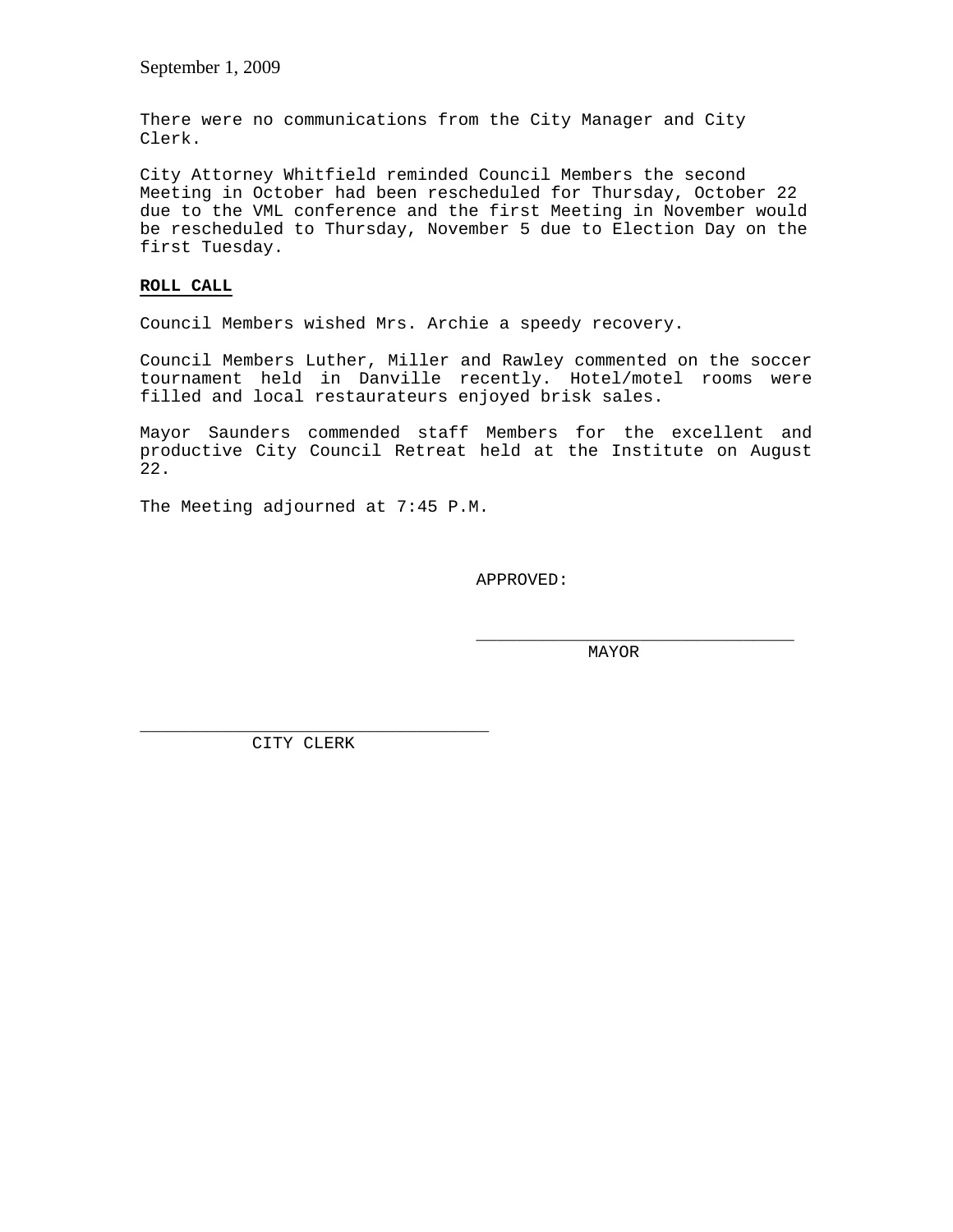There were no communications from the City Manager and City Clerk.

City Attorney Whitfield reminded Council Members the second Meeting in October had been rescheduled for Thursday, October 22 due to the VML conference and the first Meeting in November would be rescheduled to Thursday, November 5 due to Election Day on the first Tuesday.

**ROLL CALL**

Council Members wished Mrs. Archie a speedy recovery.

Council Members Luther, Miller and Rawley commented on the soccer tournament held in Danville recently. Hotel/motel rooms were filled and local restaurateurs enjoyed brisk sales.

Mayor Saunders commended staff Members for the excellent and productive City Council Retreat held at the Institute on August 22.

The Meeting adjourned at 7:45 P.M.

APPROVED:

_______________________________
MAYOR

_______________________________
CITY CLERK